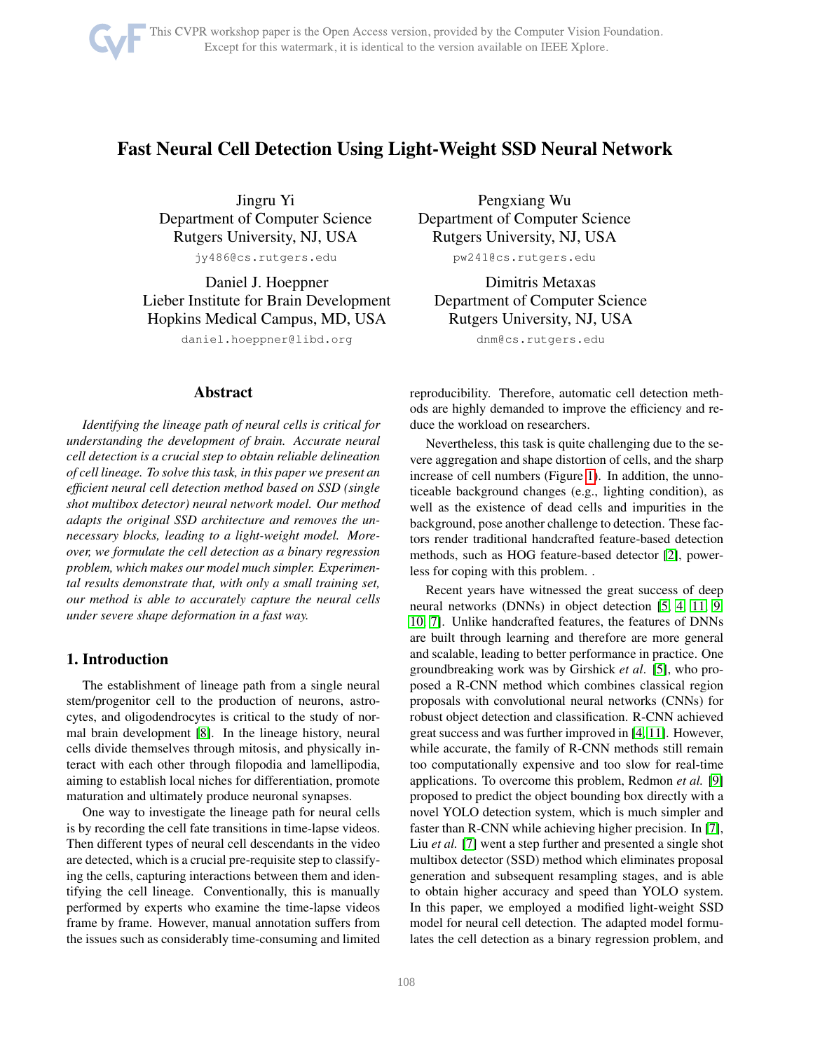# Fast Neural Cell Detection Using Light-Weight SSD Neural Network

Jingru Yi
Department of Computer Science
Rutgers University, NJ, USA
jy486@cs.rutgers.edu

Pengxiang Wu
Department of Computer Science
Rutgers University, NJ, USA
pw241@cs.rutgers.edu

Daniel J. Hoeppner
Lieber Institute for Brain Development
Hopkins Medical Campus, MD, USA
daniel.hoeppner@libd.org

Dimitris Metaxas
Department of Computer Science
Rutgers University, NJ, USA
dnm@cs.rutgers.edu

## Abstract

*Identifying the lineage path of neural cells is critical for understanding the development of brain. Accurate neural cell detection is a crucial step to obtain reliable delineation of cell lineage. To solve this task, in this paper we present an efficient neural cell detection method based on SSD (single shot multibox detector) neural network model. Our method adapts the original SSD architecture and removes the unnecessary blocks, leading to a light-weight model. Moreover, we formulate the cell detection as a binary regression problem, which makes our model much simpler. Experimental results demonstrate that, with only a small training set, our method is able to accurately capture the neural cells under severe shape deformation in a fast way.*

## 1. Introduction

The establishment of lineage path from a single neural stem/progenitor cell to the production of neurons, astrocytes, and oligodendrocytes is critical to the study of normal brain development [8]. In the lineage history, neural cells divide themselves through mitosis, and physically interact with each other through filopodia and lamellipodia, aiming to establish local niches for differentiation, promote maturation and ultimately produce neuronal synapses.

One way to investigate the lineage path for neural cells is by recording the cell fate transitions in time-lapse videos. Then different types of neural cell descendants in the video are detected, which is a crucial pre-requisite step to classifying the cells, capturing interactions between them and identifying the cell lineage. Conventionally, this is manually performed by experts who examine the time-lapse videos frame by frame. However, manual annotation suffers from the issues such as considerably time-consuming and limited reproducibility. Therefore, automatic cell detection methods are highly demanded to improve the efficiency and reduce the workload on researchers.

Nevertheless, this task is quite challenging due to the severe aggregation and shape distortion of cells, and the sharp increase of cell numbers (Figure 1). In addition, the unnoticeable background changes (e.g., lighting condition), as well as the existence of dead cells and impurities in the background, pose another challenge to detection. These factors render traditional handcrafted feature-based detection methods, such as HOG feature-based detector [2], powerless for coping with this problem. .

Recent years have witnessed the great success of deep neural networks (DNNs) in object detection [5, 4, 11, 9, 10, 7]. Unlike handcrafted features, the features of DNNs are built through learning and therefore are more general and scalable, leading to better performance in practice. One groundbreaking work was by Girshick *et al*. [5], who proposed a R-CNN method which combines classical region proposals with convolutional neural networks (CNNs) for robust object detection and classification. R-CNN achieved great success and was further improved in [4, 11]. However, while accurate, the family of R-CNN methods still remain too computationally expensive and too slow for real-time applications. To overcome this problem, Redmon *et al.* [9] proposed to predict the object bounding box directly with a novel YOLO detection system, which is much simpler and faster than R-CNN while achieving higher precision. In [7], Liu *et al.* [7] went a step further and presented a single shot multibox detector (SSD) method which eliminates proposal generation and subsequent resampling stages, and is able to obtain higher accuracy and speed than YOLO system. In this paper, we employed a modified light-weight SSD model for neural cell detection. The adapted model formulates the cell detection as a binary regression problem, and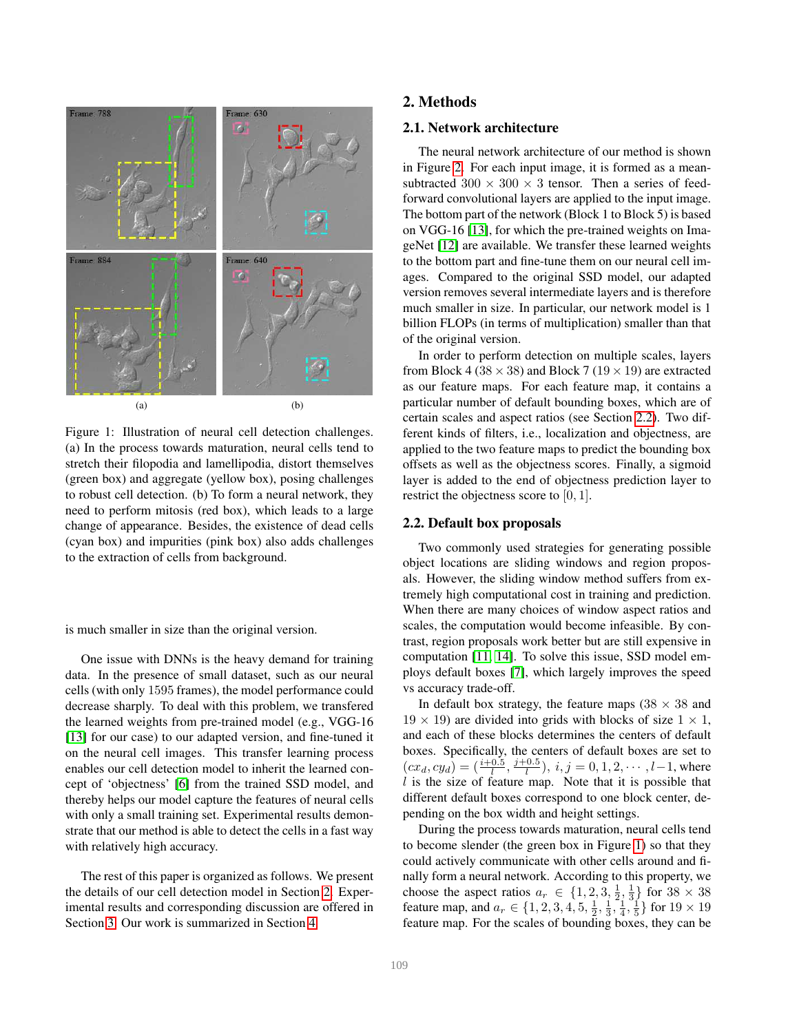Figure 1: Illustration of neural cell detection challenges. (a) In the process towards maturation, neural cells tend to stretch their filopodia and lamellipodia, distort themselves (green box) and aggregate (yellow box), posing challenges to robust cell detection. (b) To form a neural network, they need to perform mitosis (red box), which leads to a large change of appearance. Besides, the existence of dead cells (cyan box) and impurities (pink box) also adds challenges to the extraction of cells from background.

is much smaller in size than the original version.

One issue with DNNs is the heavy demand for training data. In the presence of small dataset, such as our neural cells (with only 1595 frames), the model performance could decrease sharply. To deal with this problem, we transfered the learned weights from pre-trained model (e.g., VGG-16 [13] for our case) to our adapted version, and fine-tuned it on the neural cell images. This transfer learning process enables our cell detection model to inherit the learned concept of 'objectness' [6] from the trained SSD model, and thereby helps our model capture the features of neural cells with only a small training set. Experimental results demonstrate that our method is able to detect the cells in a fast way with relatively high accuracy.

The rest of this paper is organized as follows. We present the details of our cell detection model in Section 2. Experimental results and corresponding discussion are offered in Section 3. Our work is summarized in Section 4.

# 2. Methods

## 2.1. Network architecture

The neural network architecture of our method is shown in Figure 2. For each input image, it is formed as a mean-subtracted $300 \times 300 \times 3$ tensor. Then a series of feed-forward convolutional layers are applied to the input image. The bottom part of the network (Block 1 to Block 5) is based on VGG-16 [13], for which the pre-trained weights on ImageNet [12] are available. We transfer these learned weights to the bottom part and fine-tune them on our neural cell images. Compared to the original SSD model, our adapted version removes several intermediate layers and is therefore much smaller in size. In particular, our network model is 1 billion FLOPs (in terms of multiplication) smaller than that of the original version.

In order to perform detection on multiple scales, layers from Block 4 ($38 \times 38$) and Block 7 ($19 \times 19$) are extracted as our feature maps. For each feature map, it contains a particular number of default bounding boxes, which are of certain scales and aspect ratios (see Section 2.2). Two different kinds of filters, i.e., localization and objectness, are applied to the two feature maps to predict the bounding box offsets as well as the objectness scores. Finally, a sigmoid layer is added to the end of objectness prediction layer to restrict the objectness score to $[0, 1]$.

## 2.2. Default box proposals

Two commonly used strategies for generating possible object locations are sliding windows and region proposals. However, the sliding window method suffers from extremely high computational cost in training and prediction. When there are many choices of window aspect ratios and scales, the computation would become infeasible. By contrast, region proposals work better but are still expensive in computation [11, 14]. To solve this issue, SSD model employs default boxes [7], which largely improves the speed vs accuracy trade-off.

In default box strategy, the feature maps ($38 \times 38$ and $19 \times 19$) are divided into grids with blocks of size $1 \times 1$, and each of these blocks determines the centers of default boxes. Specifically, the centers of default boxes are set to $(cx_d, cy_d) = (\frac{i+0.5}{l}, \frac{j+0.5}{l})$, $i, j = 0, 1, 2, \cdots, l-1$, where $l$ is the size of feature map. Note that it is possible that different default boxes correspond to one block center, depending on the box width and height settings.

During the process towards maturation, neural cells tend to become slender (the green box in Figure 1) so that they could actively communicate with other cells around and finally form a neural network. According to this property, we choose the aspect ratios $a_r \in \{1, 2, 3, \frac{1}{2}, \frac{1}{3}\}$ for $38 \times 38$ feature map, and $a_r \in \{1, 2, 3, 4, 5, \frac{1}{2}, \frac{1}{3}, \frac{1}{4}, \frac{1}{5}\}$ for $19 \times 19$ feature map. For the scales of bounding boxes, they can be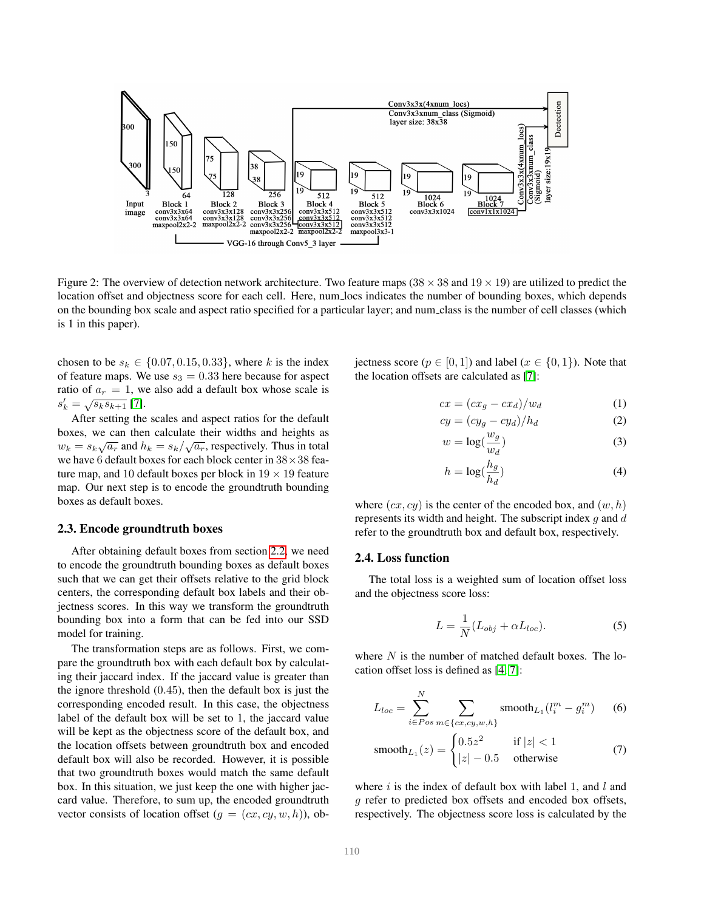Figure 2: The overview of detection network architecture. Two feature maps ($38 \times 38$ and $19 \times 19$) are utilized to predict the location offset and objectness score for each cell. Here, num_locs indicates the number of bounding boxes, which depends on the bounding box scale and aspect ratio specified for a particular layer; and num_class is the number of cell classes (which is 1 in this paper).

chosen to be $s_k \in \{0.07, 0.15, 0.33\}$, where $k$ is the index of feature maps. We use $s_3 = 0.33$ here because for aspect ratio of $a_r = 1$, we also add a default box whose scale is $s'_k = \sqrt{s_k s_{k+1}}$ [7].

After setting the scales and aspect ratios for the default boxes, we can then calculate their widths and heights as $w_k = s_k\sqrt{a_r}$ and $h_k = s_k/\sqrt{a_r}$, respectively. Thus in total we have 6 default boxes for each block center in $38 \times 38$ feature map, and 10 default boxes per block in $19 \times 19$ feature map. Our next step is to encode the groundtruth bounding boxes as default boxes.

### 2.3. Encode groundtruth boxes

After obtaining default boxes from section 2.2, we need to encode the groundtruth bounding boxes as default boxes such that we can get their offsets relative to the grid block centers, the corresponding default box labels and their objectness scores. In this way we transform the groundtruth bounding box into a form that can be fed into our SSD model for training.

The transformation steps are as follows. First, we compare the groundtruth box with each default box by calculating their jaccard index. If the jaccard value is greater than the ignore threshold (0.45), then the default box is just the corresponding encoded result. In this case, the objectness label of the default box will be set to 1, the jaccard value will be kept as the objectness score of the default box, and the location offsets between groundtruth box and encoded default box will also be recorded. However, it is possible that two groundtruth boxes would match the same default box. In this situation, we just keep the one with higher jaccard value. Therefore, to sum up, the encoded groundtruth vector consists of location offset ($g = (cx, cy, w, h)$), objectness score ($p \in [0, 1]$) and label ($x \in \{0, 1\}$). Note that the location offsets are calculated as [7]:

$$cx = (cx_g - cx_d)/w_d \tag{1}$$

$$cy = (cy_g - cy_d)/h_d \tag{2}$$

$$w = \log(\frac{w_g}{w_d}) \tag{3}$$

$$h = \log(\frac{h_g}{h_d}) \tag{4}$$

where $(cx, cy)$ is the center of the encoded box, and $(w, h)$ represents its width and height. The subscript index $g$ and $d$ refer to the groundtruth box and default box, respectively.

### 2.4. Loss function

The total loss is a weighted sum of location offset loss and the objectness score loss:

$$L = \frac{1}{N}(L_{obj} + \alpha L_{loc}). \tag{5}$$

where $N$ is the number of matched default boxes. The location offset loss is defined as [4, 7]:

$$L_{loc} = \sum_{i \in Pos}^{N} \sum_{m \in \{cx,cy,w,h\}} \text{smooth}_{L_1}(l_i^m - g_i^m) \tag{6}$$

$$\text{smooth}_{L_1}(z) = \begin{cases} 0.5z^2 & \text{if } |z| < 1 \\ |z| - 0.5 & \text{otherwise} \end{cases} \tag{7}$$

where $i$ is the index of default box with label 1, and $l$ and $g$ refer to predicted box offsets and encoded box offsets, respectively. The objectness score loss is calculated by the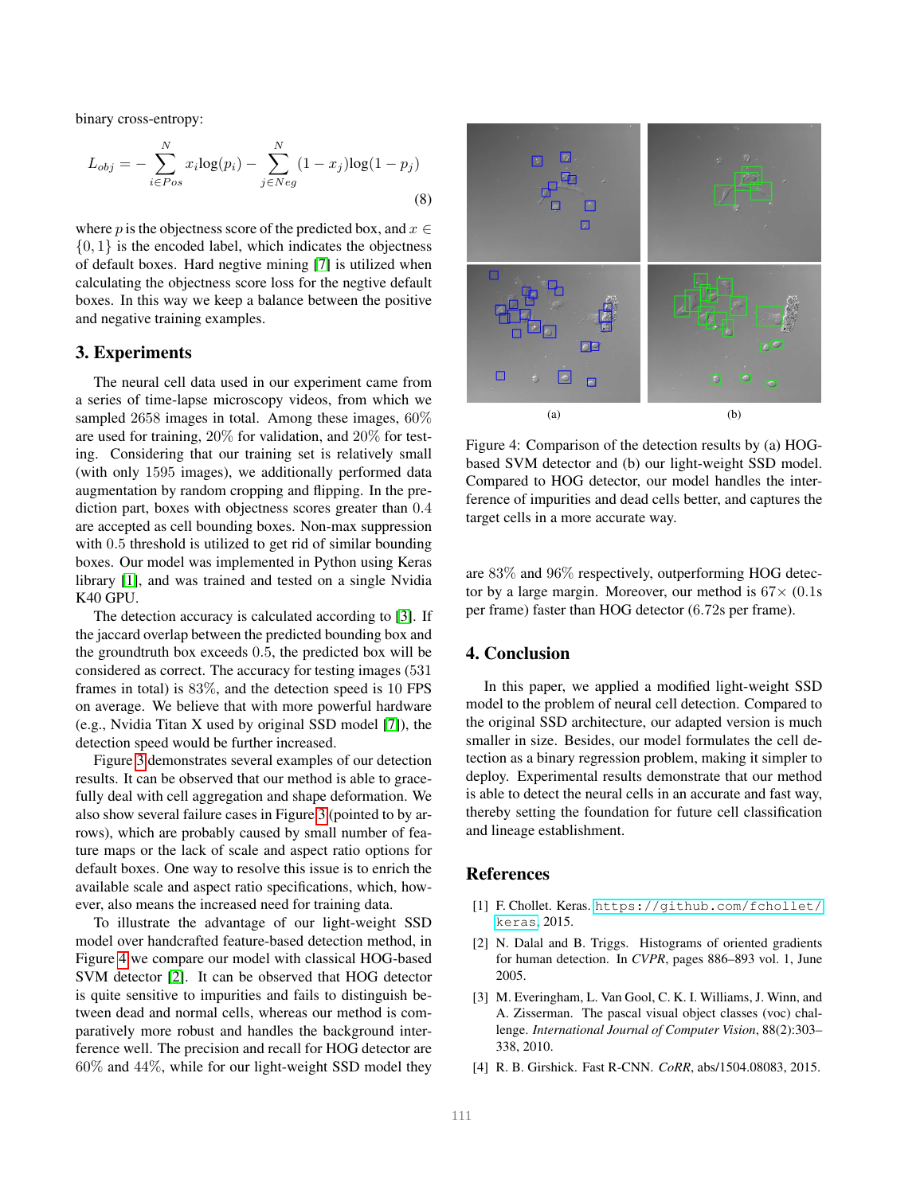binary cross-entropy:

$$L_{obj} = -\sum_{i \in Pos}^{N} x_i \log(p_i) - \sum_{j \in Neg}^{N} (1 - x_j)\log(1 - p_j) \tag{8}$$

where $p$ is the objectness score of the predicted box, and $x \in \{0, 1\}$ is the encoded label, which indicates the objectness of default boxes. Hard negtive mining [7] is utilized when calculating the objectness score loss for the negtive default boxes. In this way we keep a balance between the positive and negative training examples.

## 3. Experiments

The neural cell data used in our experiment came from a series of time-lapse microscopy videos, from which we sampled 2658 images in total. Among these images, 60% are used for training, 20% for validation, and 20% for testing. Considering that our training set is relatively small (with only 1595 images), we additionally performed data augmentation by random cropping and flipping. In the prediction part, boxes with objectness scores greater than 0.4 are accepted as cell bounding boxes. Non-max suppression with 0.5 threshold is utilized to get rid of similar bounding boxes. Our model was implemented in Python using Keras library [1], and was trained and tested on a single Nvidia K40 GPU.

The detection accuracy is calculated according to [3]. If the jaccard overlap between the predicted bounding box and the groundtruth box exceeds 0.5, the predicted box will be considered as correct. The accuracy for testing images (531 frames in total) is 83%, and the detection speed is 10 FPS on average. We believe that with more powerful hardware (e.g., Nvidia Titan X used by original SSD model [7]), the detection speed would be further increased.

Figure 3 demonstrates several examples of our detection results. It can be observed that our method is able to gracefully deal with cell aggregation and shape deformation. We also show several failure cases in Figure 3 (pointed to by arrows), which are probably caused by small number of feature maps or the lack of scale and aspect ratio options for default boxes. One way to resolve this issue is to enrich the available scale and aspect ratio specifications, which, however, also means the increased need for training data.

To illustrate the advantage of our light-weight SSD model over handcrafted feature-based detection method, in Figure 4 we compare our model with classical HOG-based SVM detector [2]. It can be observed that HOG detector is quite sensitive to impurities and fails to distinguish between dead and normal cells, whereas our method is comparatively more robust and handles the background interference well. The precision and recall for HOG detector are 60% and 44%, while for our light-weight SSD model they are 83% and 96% respectively, outperforming HOG detector by a large margin. Moreover, our method is $67\times$ (0.1s per frame) faster than HOG detector (6.72s per frame).

(a) (b)

Figure 4: Comparison of the detection results by (a) HOG-based SVM detector and (b) our light-weight SSD model. Compared to HOG detector, our model handles the interference of impurities and dead cells better, and captures the target cells in a more accurate way.

## 4. Conclusion

In this paper, we applied a modified light-weight SSD model to the problem of neural cell detection. Compared to the original SSD architecture, our adapted version is much smaller in size. Besides, our model formulates the cell detection as a binary regression problem, making it simpler to deploy. Experimental results demonstrate that our method is able to detect the neural cells in an accurate and fast way, thereby setting the foundation for future cell classification and lineage establishment.

## References

[1] F. Chollet. Keras. https://github.com/fchollet/keras, 2015.

[2] N. Dalal and B. Triggs. Histograms of oriented gradients for human detection. In *CVPR*, pages 886–893 vol. 1, June 2005.

[3] M. Everingham, L. Van Gool, C. K. I. Williams, J. Winn, and A. Zisserman. The pascal visual object classes (voc) challenge. *International Journal of Computer Vision*, 88(2):303–338, 2010.

[4] R. B. Girshick. Fast R-CNN. *CoRR*, abs/1504.08083, 2015.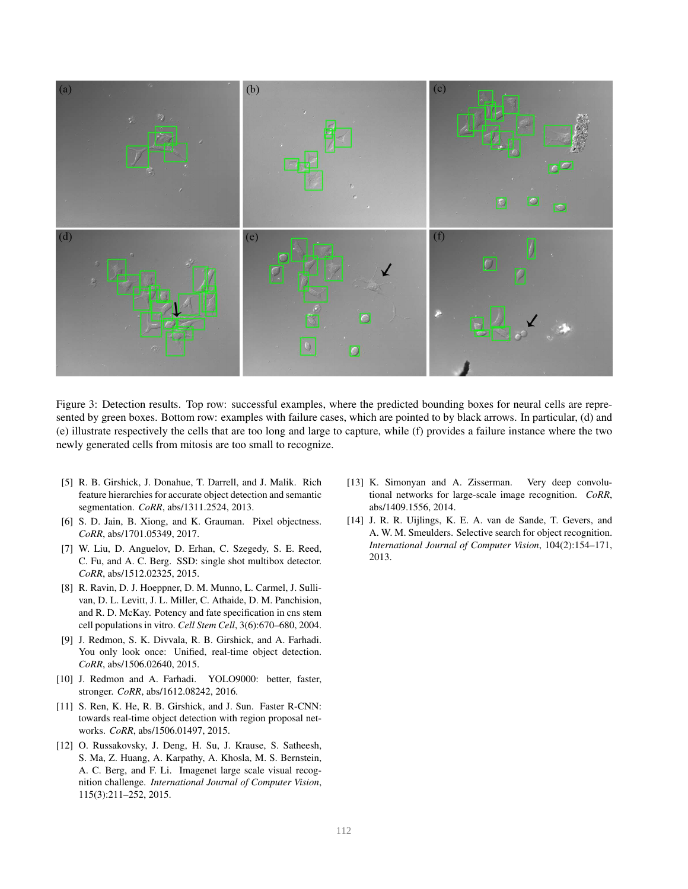(a) (b) (c)

(d) (e) (f)

Figure 3: Detection results. Top row: successful examples, where the predicted bounding boxes for neural cells are represented by green boxes. Bottom row: examples with failure cases, which are pointed to by black arrows. In particular, (d) and (e) illustrate respectively the cells that are too long and large to capture, while (f) provides a failure instance where the two newly generated cells from mitosis are too small to recognize.

[5] R. B. Girshick, J. Donahue, T. Darrell, and J. Malik. Rich feature hierarchies for accurate object detection and semantic segmentation. *CoRR*, abs/1311.2524, 2013.

[6] S. D. Jain, B. Xiong, and K. Grauman. Pixel objectness. *CoRR*, abs/1701.05349, 2017.

[7] W. Liu, D. Anguelov, D. Erhan, C. Szegedy, S. E. Reed, C. Fu, and A. C. Berg. SSD: single shot multibox detector. *CoRR*, abs/1512.02325, 2015.

[8] R. Ravin, D. J. Hoeppner, D. M. Munno, L. Carmel, J. Sullivan, D. L. Levitt, J. L. Miller, C. Athaide, D. M. Panchision, and R. D. McKay. Potency and fate specification in cns stem cell populations in vitro. *Cell Stem Cell*, 3(6):670–680, 2004.

[9] J. Redmon, S. K. Divvala, R. B. Girshick, and A. Farhadi. You only look once: Unified, real-time object detection. *CoRR*, abs/1506.02640, 2015.

[10] J. Redmon and A. Farhadi. YOLO9000: better, faster, stronger. *CoRR*, abs/1612.08242, 2016.

[11] S. Ren, K. He, R. B. Girshick, and J. Sun. Faster R-CNN: towards real-time object detection with region proposal networks. *CoRR*, abs/1506.01497, 2015.

[12] O. Russakovsky, J. Deng, H. Su, J. Krause, S. Satheesh, S. Ma, Z. Huang, A. Karpathy, A. Khosla, M. S. Bernstein, A. C. Berg, and F. Li. Imagenet large scale visual recognition challenge. *International Journal of Computer Vision*, 115(3):211–252, 2015.

[13] K. Simonyan and A. Zisserman. Very deep convolutional networks for large-scale image recognition. *CoRR*, abs/1409.1556, 2014.

[14] J. R. R. Uijlings, K. E. A. van de Sande, T. Gevers, and A. W. M. Smeulders. Selective search for object recognition. *International Journal of Computer Vision*, 104(2):154–171, 2013.